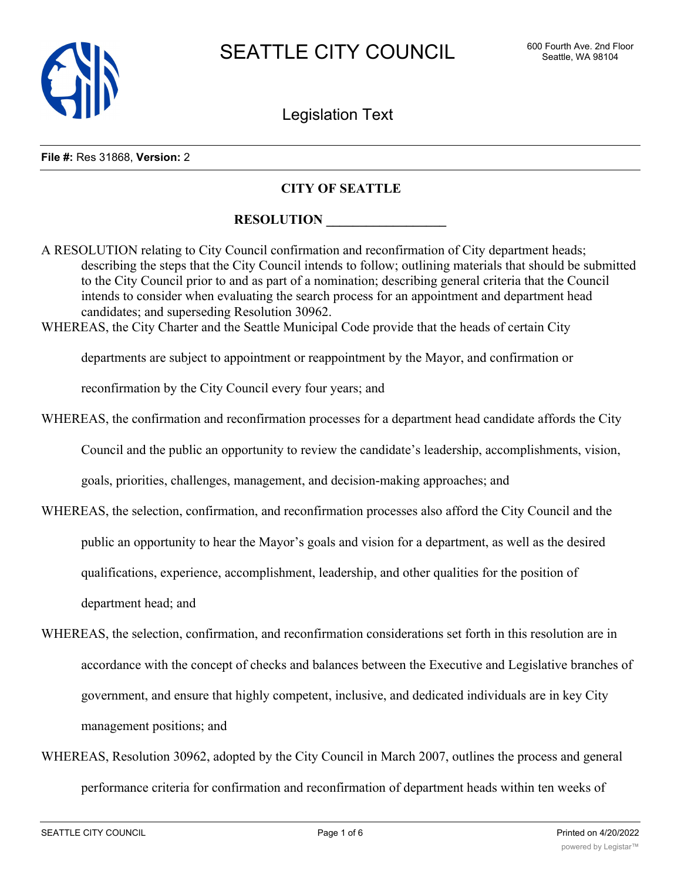SEATTLE CITY COUNCIL

600 Fourth Ave. 2nd Floor
Seattle, WA 98104

Legislation Text

**File #:** Res 31868, **Version:** 2

## CITY OF SEATTLE

## RESOLUTION __________________

A RESOLUTION relating to City Council confirmation and reconfirmation of City department heads; describing the steps that the City Council intends to follow; outlining materials that should be submitted to the City Council prior to and as part of a nomination; describing general criteria that the Council intends to consider when evaluating the search process for an appointment and department head candidates; and superseding Resolution 30962.

WHEREAS, the City Charter and the Seattle Municipal Code provide that the heads of certain City departments are subject to appointment or reappointment by the Mayor, and confirmation or reconfirmation by the City Council every four years; and

WHEREAS, the confirmation and reconfirmation processes for a department head candidate affords the City Council and the public an opportunity to review the candidate's leadership, accomplishments, vision, goals, priorities, challenges, management, and decision-making approaches; and

WHEREAS, the selection, confirmation, and reconfirmation processes also afford the City Council and the public an opportunity to hear the Mayor's goals and vision for a department, as well as the desired qualifications, experience, accomplishment, leadership, and other qualities for the position of department head; and

WHEREAS, the selection, confirmation, and reconfirmation considerations set forth in this resolution are in accordance with the concept of checks and balances between the Executive and Legislative branches of government, and ensure that highly competent, inclusive, and dedicated individuals are in key City management positions; and

WHEREAS, Resolution 30962, adopted by the City Council in March 2007, outlines the process and general performance criteria for confirmation and reconfirmation of department heads within ten weeks of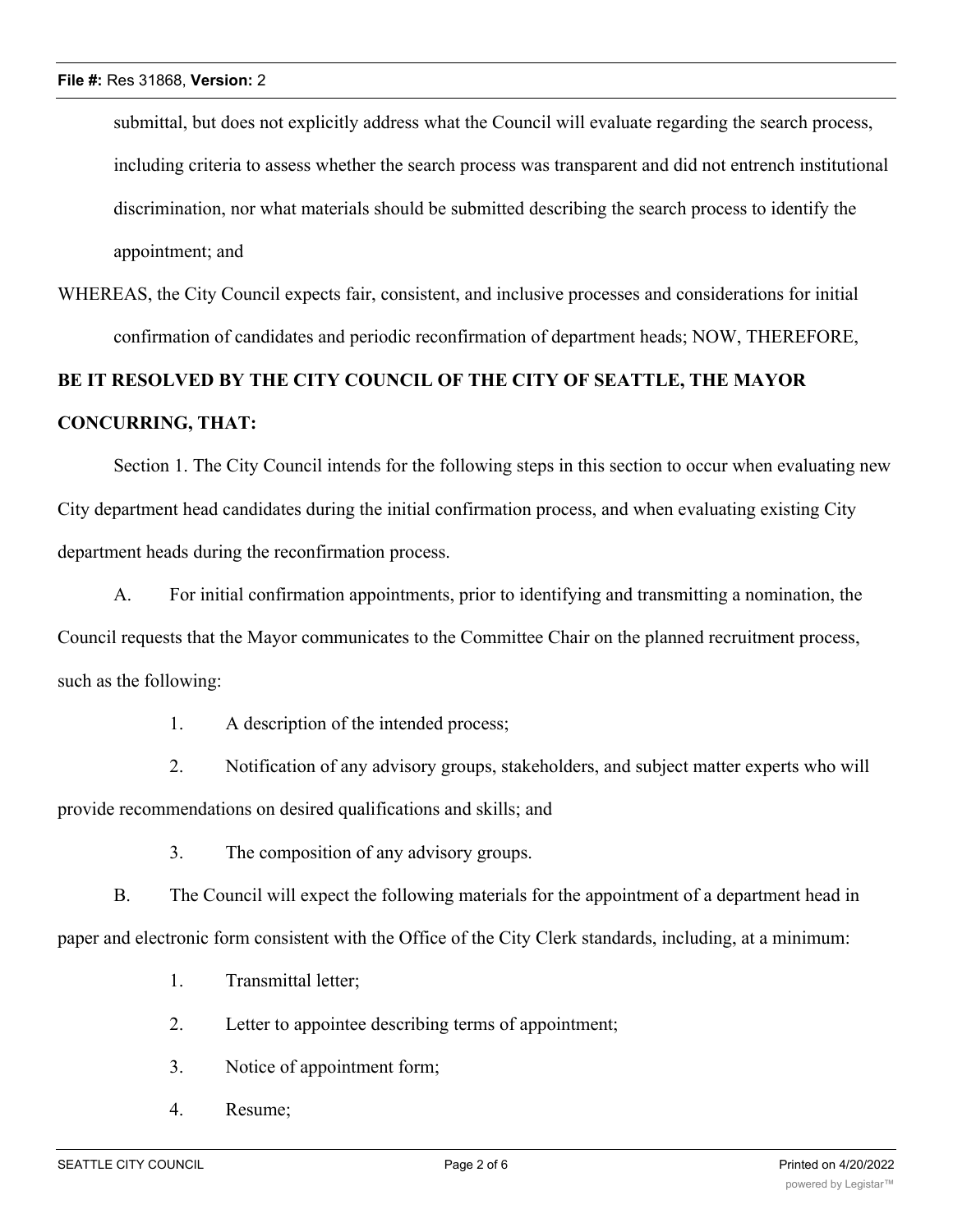submittal, but does not explicitly address what the Council will evaluate regarding the search process, including criteria to assess whether the search process was transparent and did not entrench institutional discrimination, nor what materials should be submitted describing the search process to identify the appointment; and

WHEREAS, the City Council expects fair, consistent, and inclusive processes and considerations for initial confirmation of candidates and periodic reconfirmation of department heads; NOW, THEREFORE,

**BE IT RESOLVED BY THE CITY COUNCIL OF THE CITY OF SEATTLE, THE MAYOR CONCURRING, THAT:**

Section 1. The City Council intends for the following steps in this section to occur when evaluating new City department head candidates during the initial confirmation process, and when evaluating existing City department heads during the reconfirmation process.

A. For initial confirmation appointments, prior to identifying and transmitting a nomination, the Council requests that the Mayor communicates to the Committee Chair on the planned recruitment process, such as the following:

1. A description of the intended process;

2. Notification of any advisory groups, stakeholders, and subject matter experts who will provide recommendations on desired qualifications and skills; and

3. The composition of any advisory groups.

B. The Council will expect the following materials for the appointment of a department head in paper and electronic form consistent with the Office of the City Clerk standards, including, at a minimum:

1. Transmittal letter;

2. Letter to appointee describing terms of appointment;

3. Notice of appointment form;

4. Resume;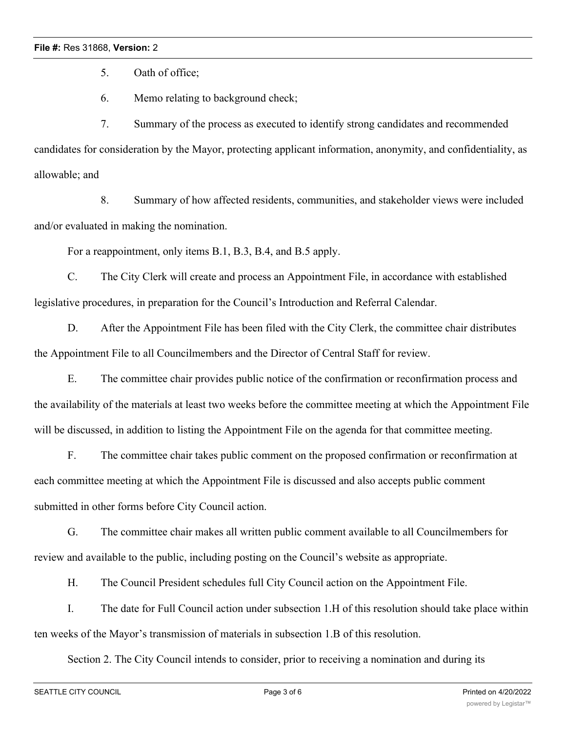5. Oath of office;

6. Memo relating to background check;

7. Summary of the process as executed to identify strong candidates and recommended candidates for consideration by the Mayor, protecting applicant information, anonymity, and confidentiality, as allowable; and

8. Summary of how affected residents, communities, and stakeholder views were included and/or evaluated in making the nomination.

For a reappointment, only items B.1, B.3, B.4, and B.5 apply.

C. The City Clerk will create and process an Appointment File, in accordance with established legislative procedures, in preparation for the Council's Introduction and Referral Calendar.

D. After the Appointment File has been filed with the City Clerk, the committee chair distributes the Appointment File to all Councilmembers and the Director of Central Staff for review.

E. The committee chair provides public notice of the confirmation or reconfirmation process and the availability of the materials at least two weeks before the committee meeting at which the Appointment File will be discussed, in addition to listing the Appointment File on the agenda for that committee meeting.

F. The committee chair takes public comment on the proposed confirmation or reconfirmation at each committee meeting at which the Appointment File is discussed and also accepts public comment submitted in other forms before City Council action.

G. The committee chair makes all written public comment available to all Councilmembers for review and available to the public, including posting on the Council's website as appropriate.

H. The Council President schedules full City Council action on the Appointment File.

I. The date for Full Council action under subsection 1.H of this resolution should take place within ten weeks of the Mayor's transmission of materials in subsection 1.B of this resolution.

Section 2. The City Council intends to consider, prior to receiving a nomination and during its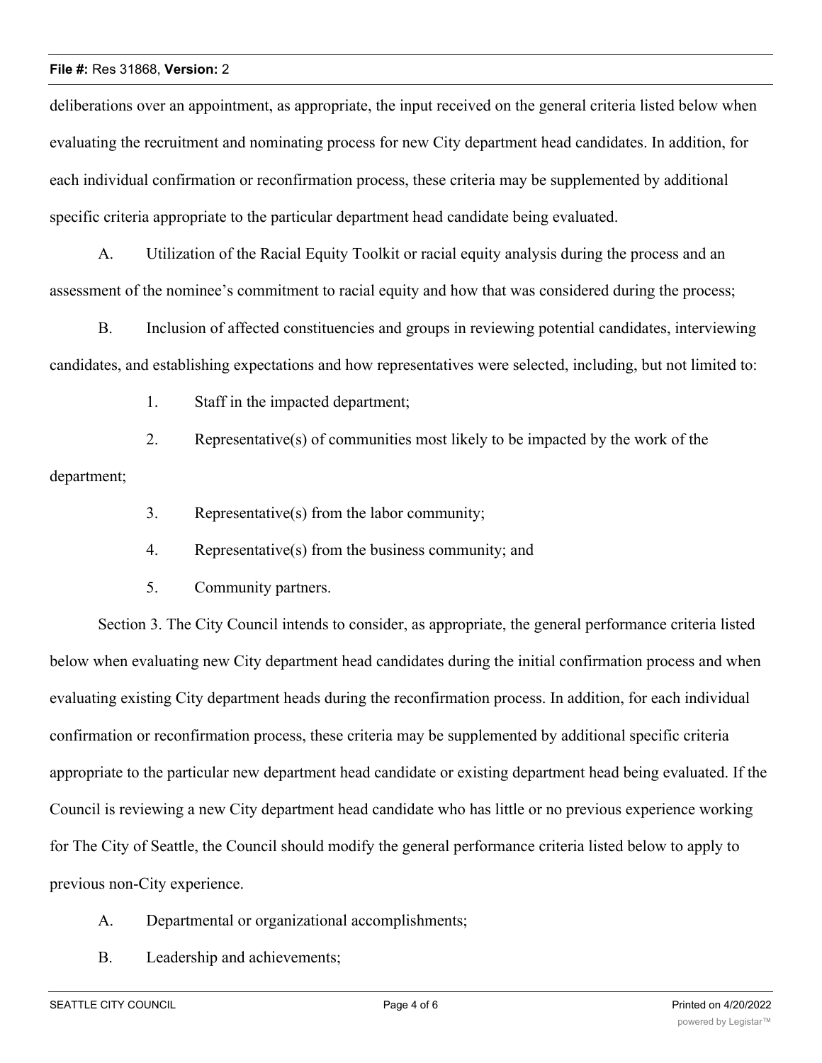deliberations over an appointment, as appropriate, the input received on the general criteria listed below when evaluating the recruitment and nominating process for new City department head candidates. In addition, for each individual confirmation or reconfirmation process, these criteria may be supplemented by additional specific criteria appropriate to the particular department head candidate being evaluated.

A. Utilization of the Racial Equity Toolkit or racial equity analysis during the process and an assessment of the nominee's commitment to racial equity and how that was considered during the process;

B. Inclusion of affected constituencies and groups in reviewing potential candidates, interviewing candidates, and establishing expectations and how representatives were selected, including, but not limited to:

1. Staff in the impacted department;

2. Representative(s) of communities most likely to be impacted by the work of the department;

3. Representative(s) from the labor community;

4. Representative(s) from the business community; and

5. Community partners.

Section 3. The City Council intends to consider, as appropriate, the general performance criteria listed below when evaluating new City department head candidates during the initial confirmation process and when evaluating existing City department heads during the reconfirmation process. In addition, for each individual confirmation or reconfirmation process, these criteria may be supplemented by additional specific criteria appropriate to the particular new department head candidate or existing department head being evaluated. If the Council is reviewing a new City department head candidate who has little or no previous experience working for The City of Seattle, the Council should modify the general performance criteria listed below to apply to previous non-City experience.

A. Departmental or organizational accomplishments;

B. Leadership and achievements;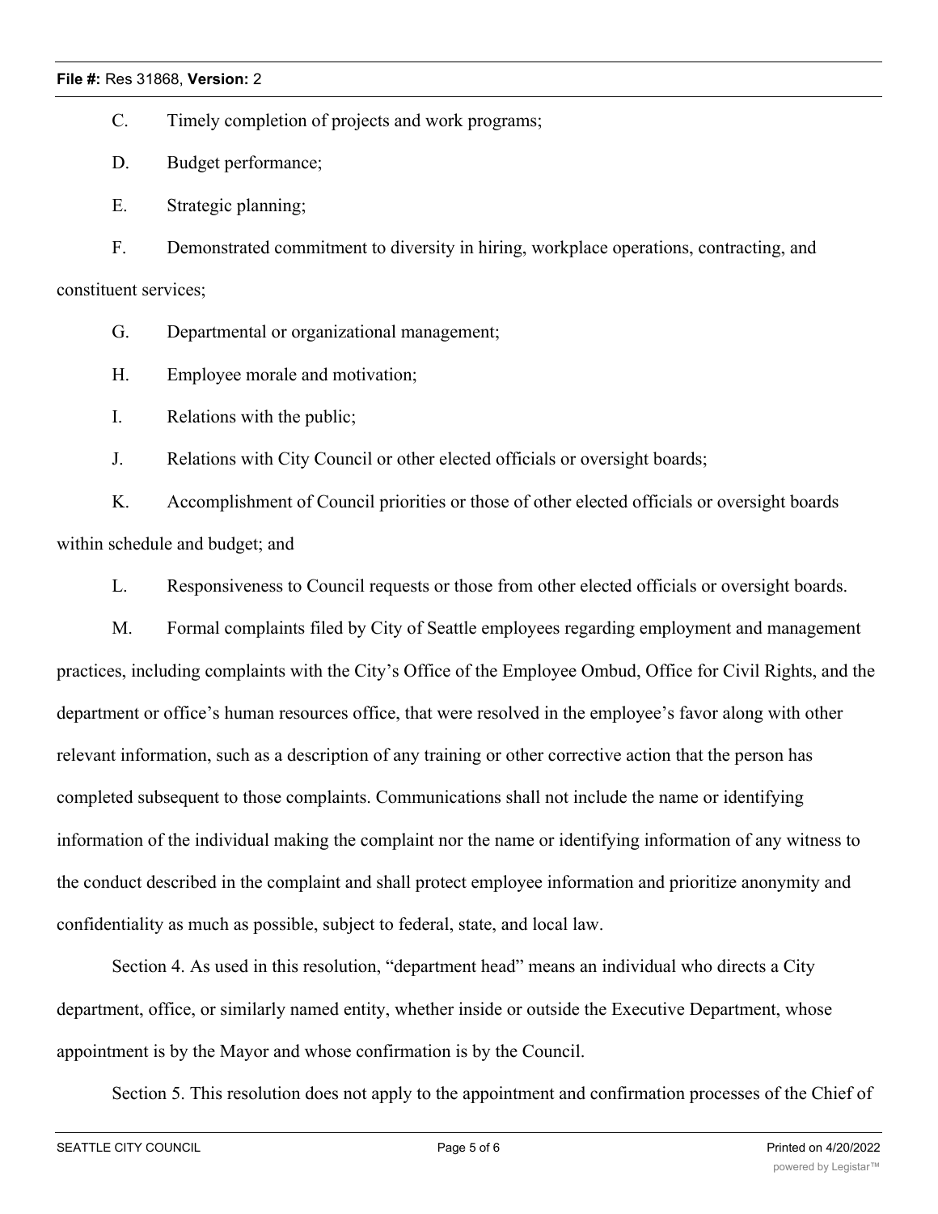C. Timely completion of projects and work programs;

D. Budget performance;

E. Strategic planning;

F. Demonstrated commitment to diversity in hiring, workplace operations, contracting, and constituent services;

G. Departmental or organizational management;

H. Employee morale and motivation;

I. Relations with the public;

J. Relations with City Council or other elected officials or oversight boards;

K. Accomplishment of Council priorities or those of other elected officials or oversight boards within schedule and budget; and

L. Responsiveness to Council requests or those from other elected officials or oversight boards.

M. Formal complaints filed by City of Seattle employees regarding employment and management practices, including complaints with the City's Office of the Employee Ombud, Office for Civil Rights, and the department or office's human resources office, that were resolved in the employee's favor along with other relevant information, such as a description of any training or other corrective action that the person has completed subsequent to those complaints. Communications shall not include the name or identifying information of the individual making the complaint nor the name or identifying information of any witness to the conduct described in the complaint and shall protect employee information and prioritize anonymity and confidentiality as much as possible, subject to federal, state, and local law.

Section 4. As used in this resolution, "department head" means an individual who directs a City department, office, or similarly named entity, whether inside or outside the Executive Department, whose appointment is by the Mayor and whose confirmation is by the Council.

Section 5. This resolution does not apply to the appointment and confirmation processes of the Chief of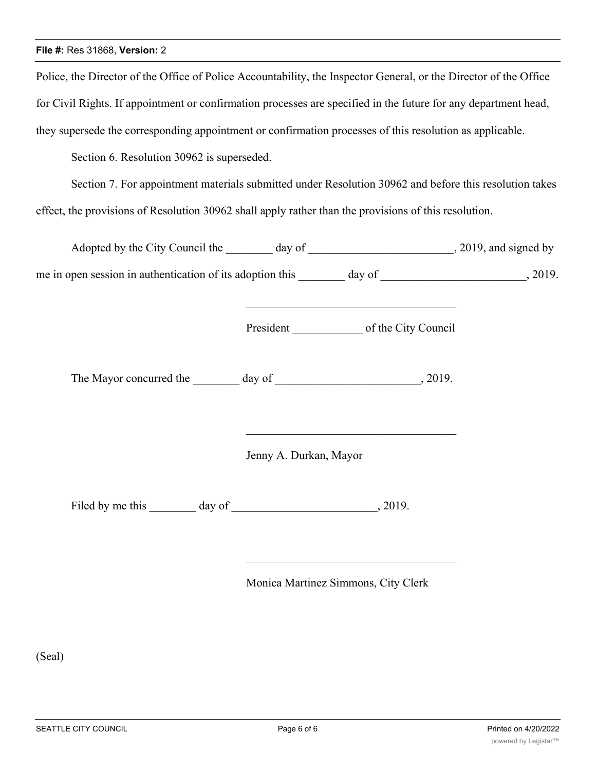Police, the Director of the Office of Police Accountability, the Inspector General, or the Director of the Office for Civil Rights. If appointment or confirmation processes are specified in the future for any department head, they supersede the corresponding appointment or confirmation processes of this resolution as applicable.

Section 6. Resolution 30962 is superseded.

Section 7. For appointment materials submitted under Resolution 30962 and before this resolution takes effect, the provisions of Resolution 30962 shall apply rather than the provisions of this resolution.

Adopted by the City Council the ________ day of _________________________, 2019, and signed by me in open session in authentication of its adoption this ________ day of _________________________, 2019.

____________________________________

President ____________ of the City Council

The Mayor concurred the ________ day of _________________________, 2019.

____________________________________

Jenny A. Durkan, Mayor

Filed by me this ________ day of _________________________, 2019.

____________________________________

Monica Martinez Simmons, City Clerk

(Seal)